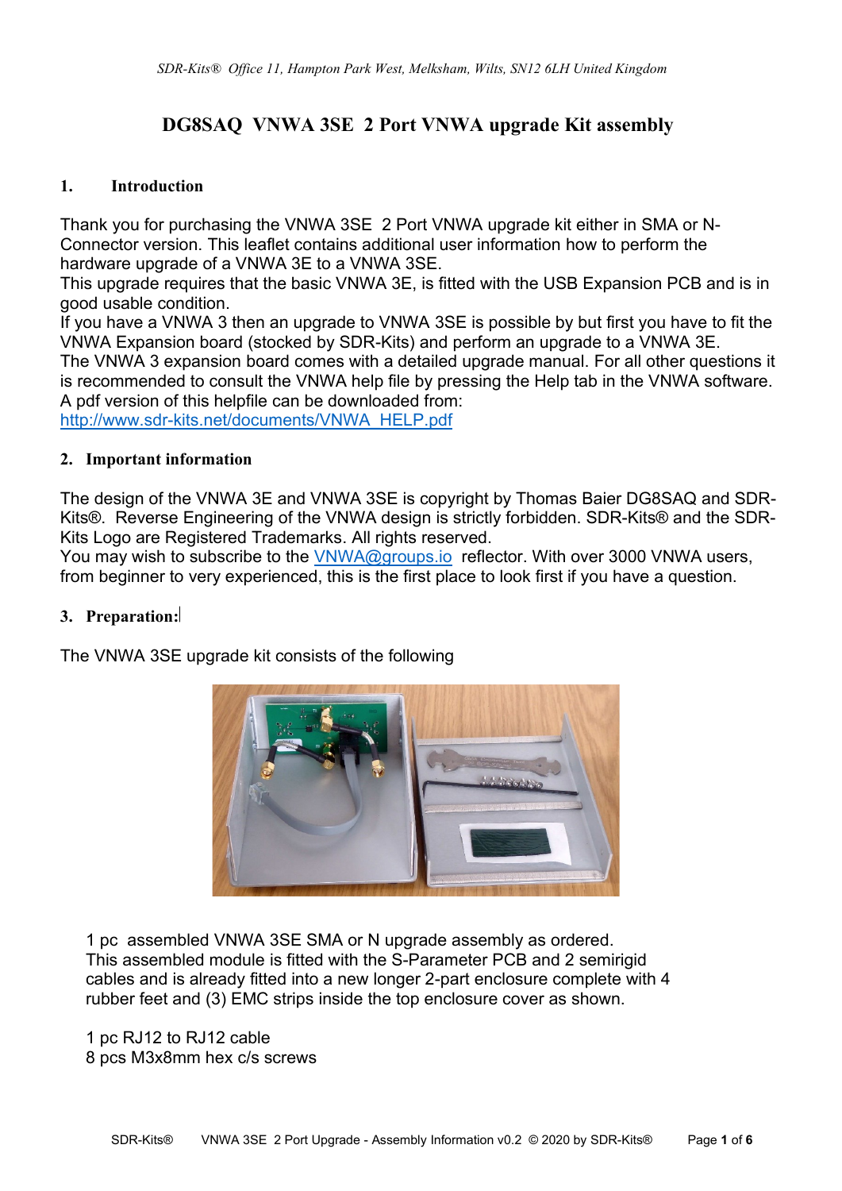SDR-Kits® Office 11, Hampton Park West, Melksham, Wilts, SN12 6LH United Kingdom

# DG8SAQ VNWA 3SE 2 Port VNWA upgrade Kit assembly

## 1. Introduction

Thank you for purchasing the VNWA 3SE 2 Port VNWA upgrade kit either in SMA or N-Connector version. This leaflet contains additional user information how to perform the hardware upgrade of a VNWA 3E to a VNWA 3SE.
This upgrade requires that the basic VNWA 3E, is fitted with the USB Expansion PCB and is in good usable condition.
If you have a VNWA 3 then an upgrade to VNWA 3SE is possible by but first you have to fit the VNWA Expansion board (stocked by SDR-Kits) and perform an upgrade to a VNWA 3E.
The VNWA 3 expansion board comes with a detailed upgrade manual. For all other questions it is recommended to consult the VNWA help file by pressing the Help tab in the VNWA software.
A pdf version of this helpfile can be downloaded from:
[http://www.sdr-kits.net/documents/VNWA_HELP.pdf](http://www.sdr-kits.net/documents/VNWA_HELP.pdf)

## 2. Important information

The design of the VNWA 3E and VNWA 3SE is copyright by Thomas Baier DG8SAQ and SDR-Kits®. Reverse Engineering of the VNWA design is strictly forbidden. SDR-Kits® and the SDR-Kits Logo are Registered Trademarks. All rights reserved.
You may wish to subscribe to the [VNWA@groups.io](mailto:VNWA@groups.io) reflector. With over 3000 VNWA users, from beginner to very experienced, this is the first place to look first if you have a question.

## 3. Preparation:

The VNWA 3SE upgrade kit consists of the following

1 pc assembled VNWA 3SE SMA or N upgrade assembly as ordered.
This assembled module is fitted with the S-Parameter PCB and 2 semirigid cables and is already fitted into a new longer 2-part enclosure complete with 4 rubber feet and (3) EMC strips inside the top enclosure cover as shown.

1 pc RJ12 to RJ12 cable
8 pcs M3x8mm hex c/s screws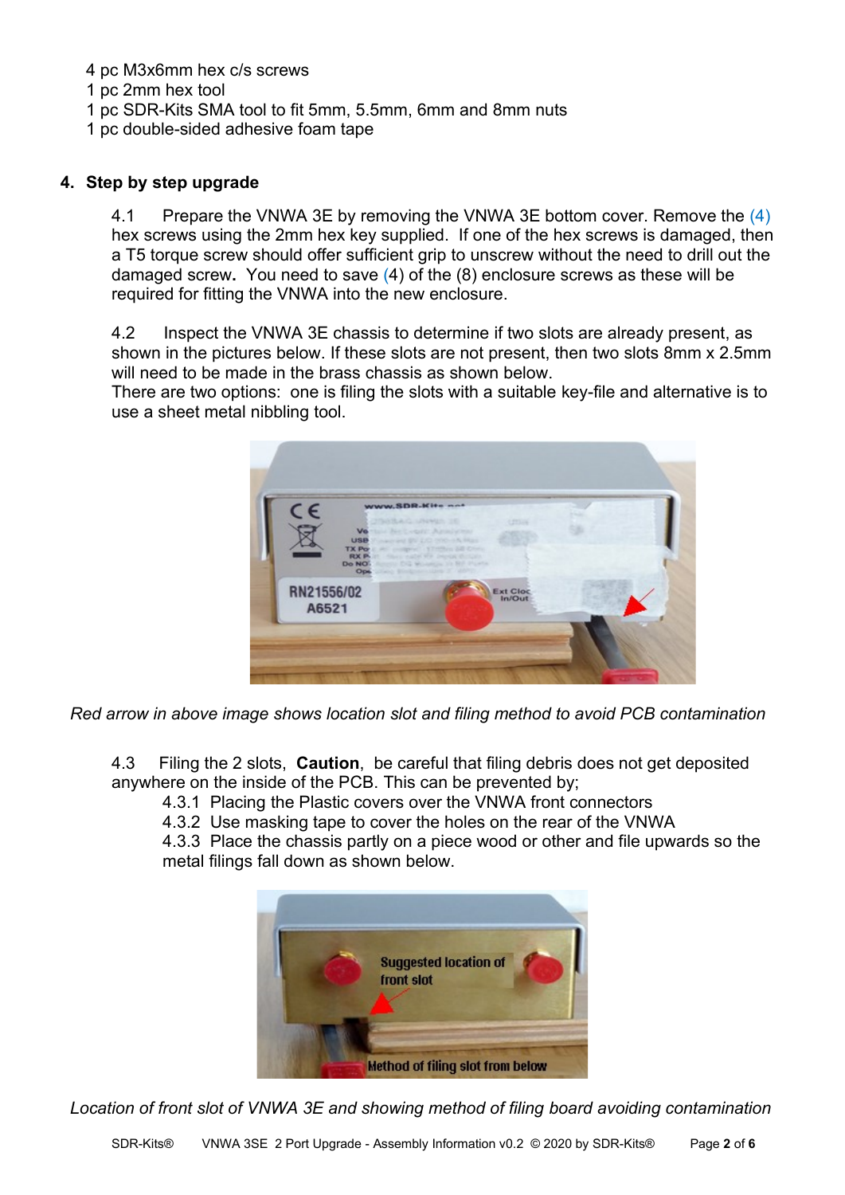4 pc M3x6mm hex c/s screws
1 pc 2mm hex tool
1 pc SDR-Kits SMA tool to fit 5mm, 5.5mm, 6mm and 8mm nuts
1 pc double-sided adhesive foam tape

## 4. Step by step upgrade

4.1 Prepare the VNWA 3E by removing the VNWA 3E bottom cover. Remove the (4) hex screws using the 2mm hex key supplied. If one of the hex screws is damaged, then a T5 torque screw should offer sufficient grip to unscrew without the need to drill out the damaged screw**.** You need to save (4) of the (8) enclosure screws as these will be required for fitting the VNWA into the new enclosure.

4.2 Inspect the VNWA 3E chassis to determine if two slots are already present, as shown in the pictures below. If these slots are not present, then two slots 8mm x 2.5mm will need to be made in the brass chassis as shown below.
There are two options: one is filing the slots with a suitable key-file and alternative is to use a sheet metal nibbling tool.

*Red arrow in above image shows location slot and filing method to avoid PCB contamination*

4.3 Filing the 2 slots, **Caution**, be careful that filing debris does not get deposited anywhere on the inside of the PCB. This can be prevented by;

4.3.1 Placing the Plastic covers over the VNWA front connectors
4.3.2 Use masking tape to cover the holes on the rear of the VNWA
4.3.3 Place the chassis partly on a piece wood or other and file upwards so the metal filings fall down as shown below.

*Location of front slot of VNWA 3E and showing method of filing board avoiding contamination*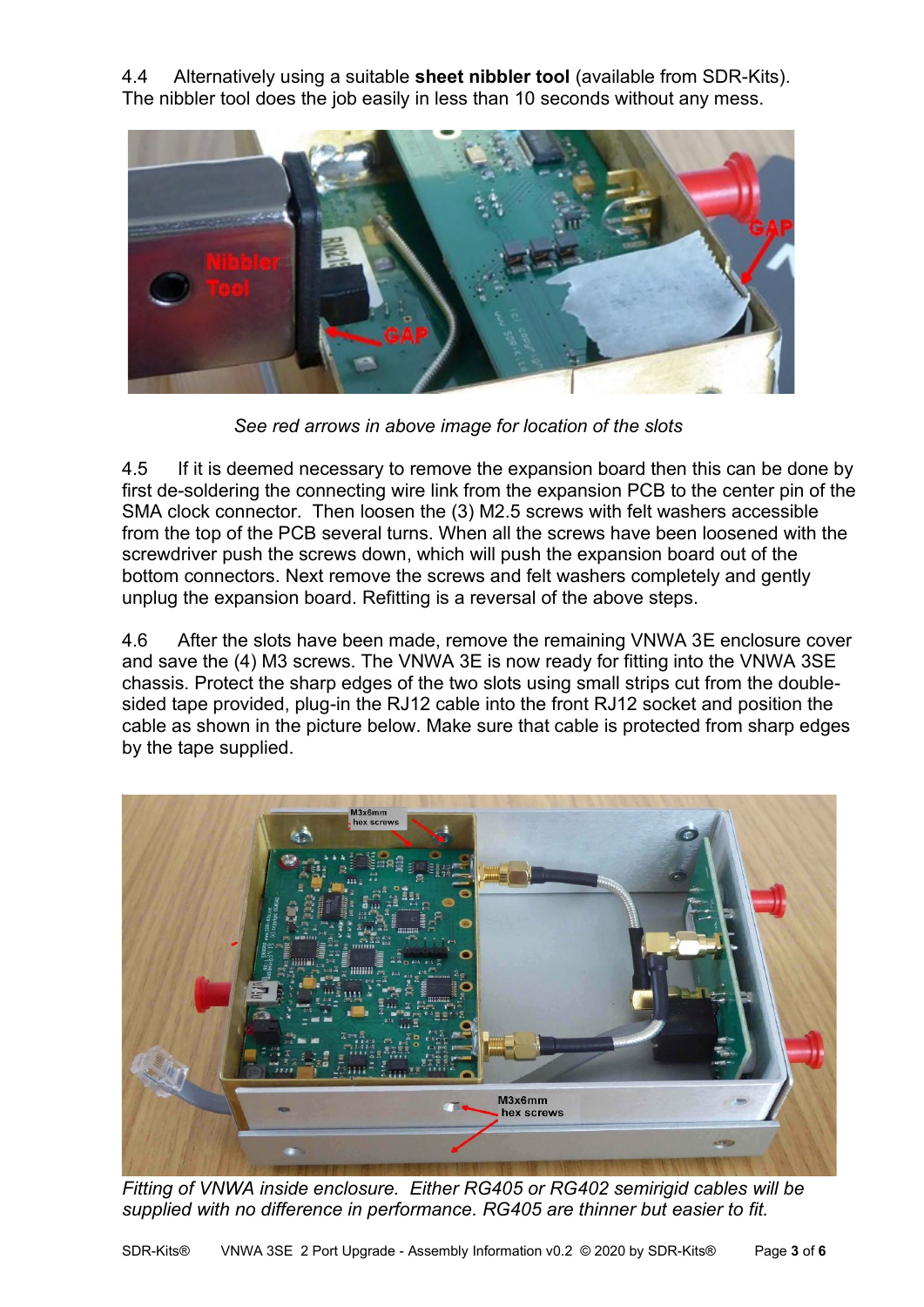4.4 Alternatively using a suitable **sheet nibbler tool** (available from SDR-Kits). The nibbler tool does the job easily in less than 10 seconds without any mess.

*See red arrows in above image for location of the slots*

4.5 If it is deemed necessary to remove the expansion board then this can be done by first de-soldering the connecting wire link from the expansion PCB to the center pin of the SMA clock connector. Then loosen the (3) M2.5 screws with felt washers accessible from the top of the PCB several turns. When all the screws have been loosened with the screwdriver push the screws down, which will push the expansion board out of the bottom connectors. Next remove the screws and felt washers completely and gently unplug the expansion board. Refitting is a reversal of the above steps.

4.6 After the slots have been made, remove the remaining VNWA 3E enclosure cover and save the (4) M3 screws. The VNWA 3E is now ready for fitting into the VNWA 3SE chassis. Protect the sharp edges of the two slots using small strips cut from the double-sided tape provided, plug-in the RJ12 cable into the front RJ12 socket and position the cable as shown in the picture below. Make sure that cable is protected from sharp edges by the tape supplied.

*Fitting of VNWA inside enclosure. Either RG405 or RG402 semirigid cables will be supplied with no difference in performance. RG405 are thinner but easier to fit.*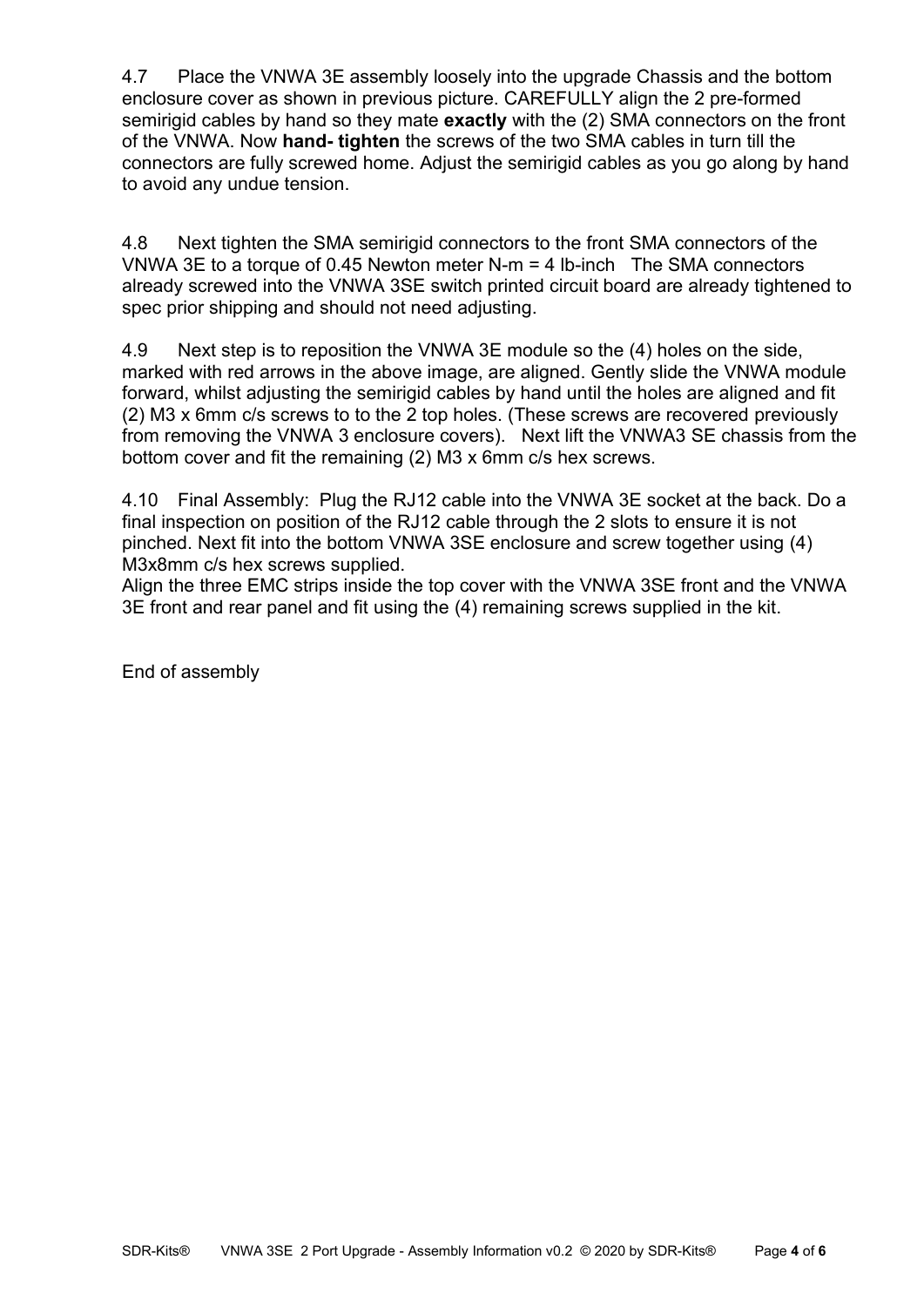4.7 Place the VNWA 3E assembly loosely into the upgrade Chassis and the bottom enclosure cover as shown in previous picture. CAREFULLY align the 2 pre-formed semirigid cables by hand so they mate **exactly** with the (2) SMA connectors on the front of the VNWA. Now **hand- tighten** the screws of the two SMA cables in turn till the connectors are fully screwed home. Adjust the semirigid cables as you go along by hand to avoid any undue tension.

4.8 Next tighten the SMA semirigid connectors to the front SMA connectors of the VNWA 3E to a torque of 0.45 Newton meter N-m = 4 lb-inch The SMA connectors already screwed into the VNWA 3SE switch printed circuit board are already tightened to spec prior shipping and should not need adjusting.

4.9 Next step is to reposition the VNWA 3E module so the (4) holes on the side, marked with red arrows in the above image, are aligned. Gently slide the VNWA module forward, whilst adjusting the semirigid cables by hand until the holes are aligned and fit (2) M3 x 6mm c/s screws to to the 2 top holes. (These screws are recovered previously from removing the VNWA 3 enclosure covers). Next lift the VNWA3 SE chassis from the bottom cover and fit the remaining (2) M3 x 6mm c/s hex screws.

4.10 Final Assembly: Plug the RJ12 cable into the VNWA 3E socket at the back. Do a final inspection on position of the RJ12 cable through the 2 slots to ensure it is not pinched. Next fit into the bottom VNWA 3SE enclosure and screw together using (4) M3x8mm c/s hex screws supplied.
Align the three EMC strips inside the top cover with the VNWA 3SE front and the VNWA 3E front and rear panel and fit using the (4) remaining screws supplied in the kit.

End of assembly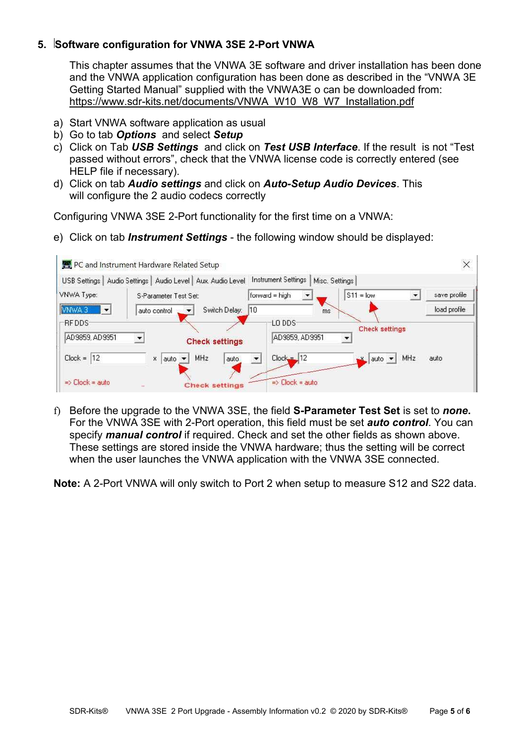## 5. Software configuration for VNWA 3SE 2-Port VNWA

This chapter assumes that the VNWA 3E software and driver installation has been done and the VNWA application configuration has been done as described in the "VNWA 3E Getting Started Manual" supplied with the VNWA3E o can be downloaded from: https://www.sdr-kits.net/documents/VNWA_W10_W8_W7_Installation.pdf

a) Start VNWA software application as usual
b) Go to tab ***Options*** and select ***Setup***
c) Click on Tab ***USB Settings*** and click on ***Test USB Interface***. If the result is not "Test passed without errors", check that the VNWA license code is correctly entered (see HELP file if necessary).
d) Click on tab ***Audio settings*** and click on ***Auto-Setup Audio Devices***. This will configure the 2 audio codecs correctly

Configuring VNWA 3SE 2-Port functionality for the first time on a VNWA:

e) Click on tab ***Instrument Settings*** - the following window should be displayed:

f) Before the upgrade to the VNWA 3SE, the field **S-Parameter Test Set** is set to ***none.*** For the VNWA 3SE with 2-Port operation, this field must be set ***auto control***. You can specify ***manual control*** if required. Check and set the other fields as shown above. These settings are stored inside the VNWA hardware; thus the setting will be correct when the user launches the VNWA application with the VNWA 3SE connected.

**Note:** A 2-Port VNWA will only switch to Port 2 when setup to measure S12 and S22 data.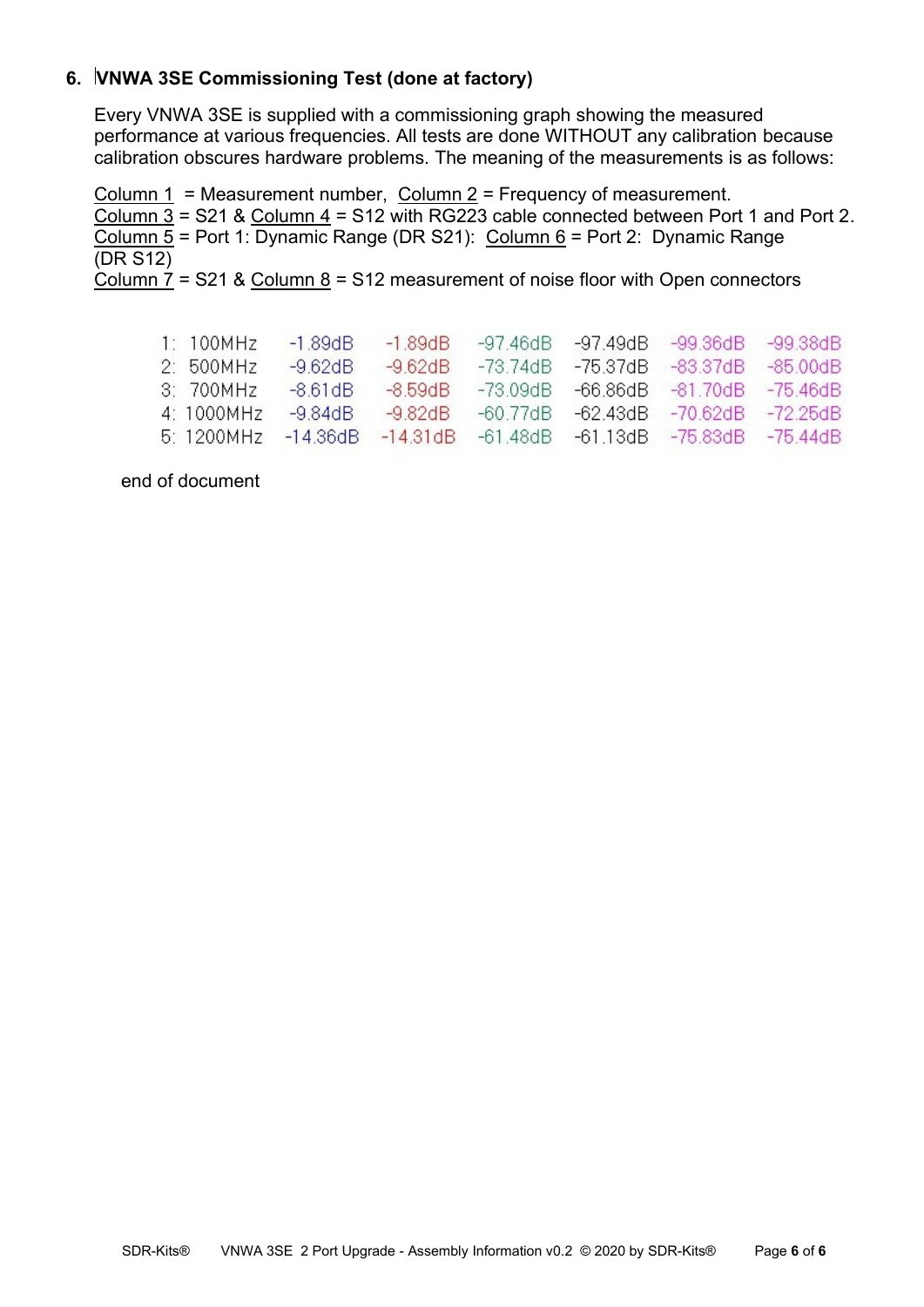## 6. VNWA 3SE Commissioning Test (done at factory)

Every VNWA 3SE is supplied with a commissioning graph showing the measured performance at various frequencies. All tests are done WITHOUT any calibration because calibration obscures hardware problems. The meaning of the measurements is as follows:

Column 1 = Measurement number, Column 2 = Frequency of measurement.
Column 3 = S21 & Column 4 = S12 with RG223 cable connected between Port 1 and Port 2.
Column 5 = Port 1: Dynamic Range (DR S21): Column 6 = Port 2: Dynamic Range (DR S12)
Column 7 = S21 & Column 8 = S12 measurement of noise floor with Open connectors

| | | | | | | | |
|---|---|---|---|---|---|---|---|
| 1: | 100MHz | -1.89dB | -1.89dB | -97.46dB | -97.49dB | -99.36dB | -99.38dB |
| 2: | 500MHz | -9.62dB | -9.62dB | -73.74dB | -75.37dB | -83.37dB | -85.00dB |
| 3: | 700MHz | -8.61dB | -8.59dB | -73.09dB | -66.86dB | -81.70dB | -75.46dB |
| 4: | 1000MHz | -9.84dB | -9.82dB | -60.77dB | -62.43dB | -70.62dB | -72.25dB |
| 5: | 1200MHz | -14.36dB | -14.31dB | -61.48dB | -61.13dB | -75.83dB | -75.44dB |

end of document